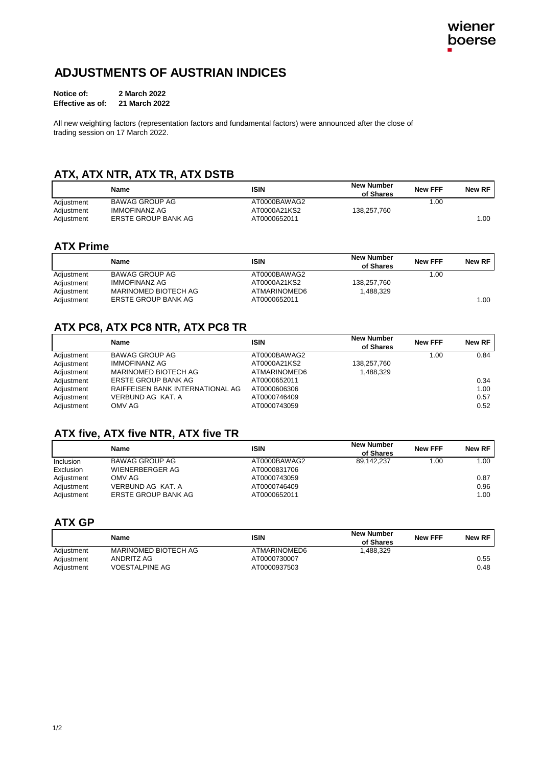# ADJUSTMENTS OF AUSTRIAN INDICES

**Notice of:** **2 March 2022**
**Effective as of:** **21 March 2022**

All new weighting factors (representation factors and fundamental factors) were announced after the close of trading session on 17 March 2022.

## ATX, ATX NTR, ATX TR, ATX DSTB

| | Name | ISIN | New Number of Shares | New FFF | New RF |
|---|---|---|---|---|---|
| Adjustment | BAWAG GROUP AG | AT0000BAWAG2 | | 1.00 | |
| Adjustment | IMMOFINANZ AG | AT0000A21KS2 | 138,257,760 | | |
| Adjustment | ERSTE GROUP BANK AG | AT0000652011 | | | 1.00 |

## ATX Prime

| | Name | ISIN | New Number of Shares | New FFF | New RF |
|---|---|---|---|---|---|
| Adjustment | BAWAG GROUP AG | AT0000BAWAG2 | | 1.00 | |
| Adjustment | IMMOFINANZ AG | AT0000A21KS2 | 138,257,760 | | |
| Adjustment | MARINOMED BIOTECH AG | ATMARINOMED6 | 1,488,329 | | |
| Adjustment | ERSTE GROUP BANK AG | AT0000652011 | | | 1.00 |

## ATX PC8, ATX PC8 NTR, ATX PC8 TR

| | Name | ISIN | New Number of Shares | New FFF | New RF |
|---|---|---|---|---|---|
| Adjustment | BAWAG GROUP AG | AT0000BAWAG2 | | 1.00 | 0.84 |
| Adjustment | IMMOFINANZ AG | AT0000A21KS2 | 138,257,760 | | |
| Adjustment | MARINOMED BIOTECH AG | ATMARINOMED6 | 1,488,329 | | |
| Adjustment | ERSTE GROUP BANK AG | AT0000652011 | | | 0.34 |
| Adjustment | RAIFFEISEN BANK INTERNATIONAL AG | AT0000606306 | | | 1.00 |
| Adjustment | VERBUND AG KAT. A | AT0000746409 | | | 0.57 |
| Adjustment | OMV AG | AT0000743059 | | | 0.52 |

## ATX five, ATX five NTR, ATX five TR

| | Name | ISIN | New Number of Shares | New FFF | New RF |
|---|---|---|---|---|---|
| Inclusion | BAWAG GROUP AG | AT0000BAWAG2 | 89,142,237 | 1.00 | 1.00 |
| Exclusion | WIENERBERGER AG | AT0000831706 | | | |
| Adjustment | OMV AG | AT0000743059 | | | 0.87 |
| Adjustment | VERBUND AG KAT. A | AT0000746409 | | | 0.96 |
| Adjustment | ERSTE GROUP BANK AG | AT0000652011 | | | 1.00 |

## ATX GP

| | Name | ISIN | New Number of Shares | New FFF | New RF |
|---|---|---|---|---|---|
| Adjustment | MARINOMED BIOTECH AG | ATMARINOMED6 | 1,488,329 | | |
| Adjustment | ANDRITZ AG | AT0000730007 | | | 0.55 |
| Adjustment | VOESTALPINE AG | AT0000937503 | | | 0.48 |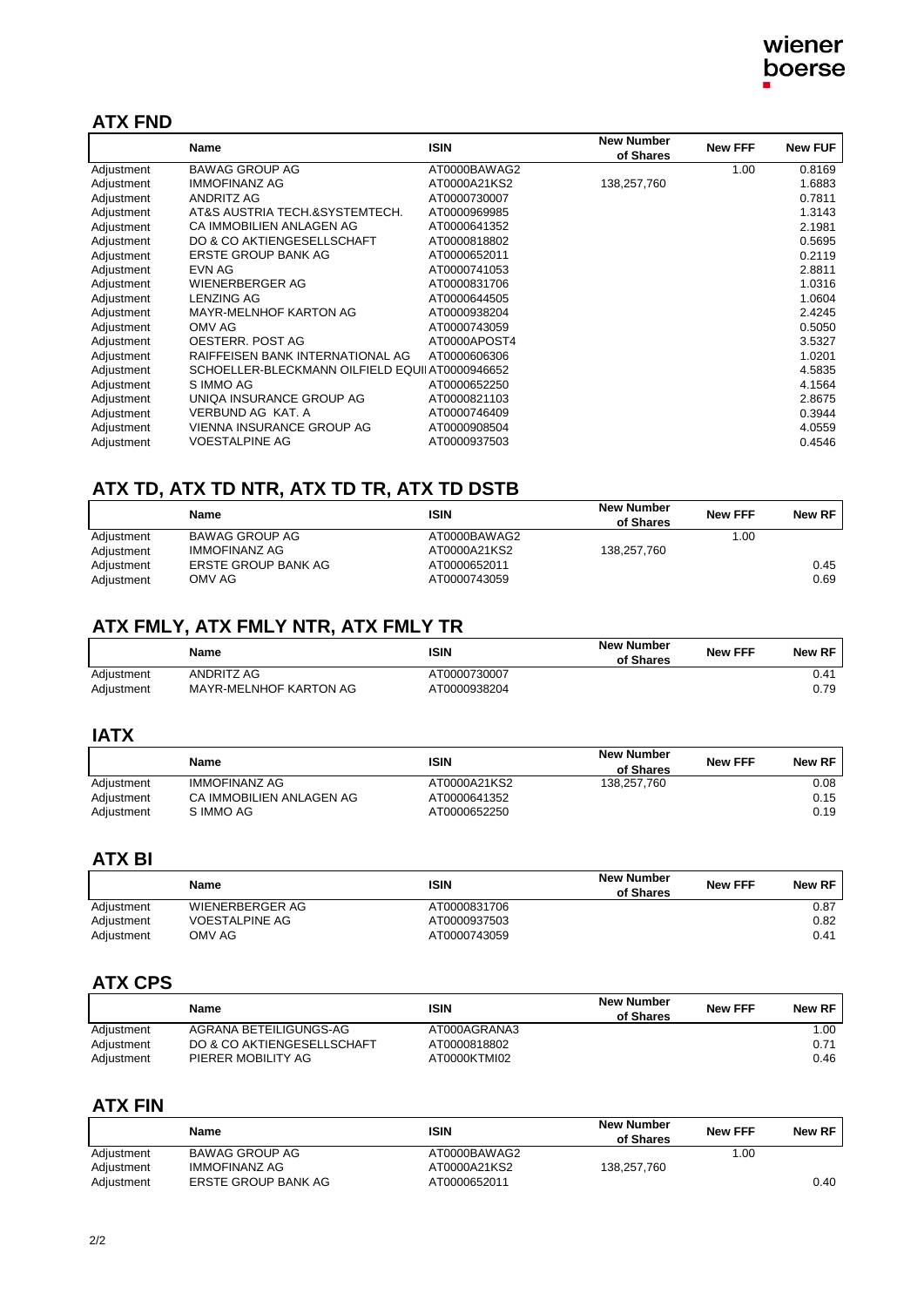## ATX FND

| | Name | ISIN | New Number of Shares | New FFF | New FUF |
|---|---|---|---|---|---|
| Adjustment | BAWAG GROUP AG | AT0000BAWAG2 | | 1.00 | 0.8169 |
| Adjustment | IMMOFINANZ AG | AT0000A21KS2 | 138,257,760 | | 1.6883 |
| Adjustment | ANDRITZ AG | AT0000730007 | | | 0.7811 |
| Adjustment | AT&S AUSTRIA TECH.&SYSTEMTECH. | AT0000969985 | | | 1.3143 |
| Adjustment | CA IMMOBILIEN ANLAGEN AG | AT0000641352 | | | 2.1981 |
| Adjustment | DO & CO AKTIENGESELLSCHAFT | AT0000818802 | | | 0.5695 |
| Adjustment | ERSTE GROUP BANK AG | AT0000652011 | | | 0.2119 |
| Adjustment | EVN AG | AT0000741053 | | | 2.8811 |
| Adjustment | WIENERBERGER AG | AT0000831706 | | | 1.0316 |
| Adjustment | LENZING AG | AT0000644505 | | | 1.0604 |
| Adjustment | MAYR-MELNHOF KARTON AG | AT0000938204 | | | 2.4245 |
| Adjustment | OMV AG | AT0000743059 | | | 0.5050 |
| Adjustment | OESTERR. POST AG | AT0000APOST4 | | | 3.5327 |
| Adjustment | RAIFFEISEN BANK INTERNATIONAL AG | AT0000606306 | | | 1.0201 |
| Adjustment | SCHOELLER-BLECKMANN OILFIELD EQUI | AT0000946652 | | | 4.5835 |
| Adjustment | S IMMO AG | AT0000652250 | | | 4.1564 |
| Adjustment | UNIQA INSURANCE GROUP AG | AT0000821103 | | | 2.8675 |
| Adjustment | VERBUND AG KAT. A | AT0000746409 | | | 0.3944 |
| Adjustment | VIENNA INSURANCE GROUP AG | AT0000908504 | | | 4.0559 |
| Adjustment | VOESTALPINE AG | AT0000937503 | | | 0.4546 |

## ATX TD, ATX TD NTR, ATX TD TR, ATX TD DSTB

| | Name | ISIN | New Number of Shares | New FFF | New RF |
|---|---|---|---|---|---|
| Adjustment | BAWAG GROUP AG | AT0000BAWAG2 | | 1.00 | |
| Adjustment | IMMOFINANZ AG | AT0000A21KS2 | 138,257,760 | | |
| Adjustment | ERSTE GROUP BANK AG | AT0000652011 | | | 0.45 |
| Adjustment | OMV AG | AT0000743059 | | | 0.69 |

## ATX FMLY, ATX FMLY NTR, ATX FMLY TR

| | Name | ISIN | New Number of Shares | New FFF | New RF |
|---|---|---|---|---|---|
| Adjustment | ANDRITZ AG | AT0000730007 | | | 0.41 |
| Adjustment | MAYR-MELNHOF KARTON AG | AT0000938204 | | | 0.79 |

## IATX

| | Name | ISIN | New Number of Shares | New FFF | New RF |
|---|---|---|---|---|---|
| Adjustment | IMMOFINANZ AG | AT0000A21KS2 | 138,257,760 | | 0.08 |
| Adjustment | CA IMMOBILIEN ANLAGEN AG | AT0000641352 | | | 0.15 |
| Adjustment | S IMMO AG | AT0000652250 | | | 0.19 |

## ATX BI

| | Name | ISIN | New Number of Shares | New FFF | New RF |
|---|---|---|---|---|---|
| Adjustment | WIENERBERGER AG | AT0000831706 | | | 0.87 |
| Adjustment | VOESTALPINE AG | AT0000937503 | | | 0.82 |
| Adjustment | OMV AG | AT0000743059 | | | 0.41 |

## ATX CPS

| | Name | ISIN | New Number of Shares | New FFF | New RF |
|---|---|---|---|---|---|
| Adjustment | AGRANA BETEILIGUNGS-AG | AT000AGRANA3 | | | 1.00 |
| Adjustment | DO & CO AKTIENGESELLSCHAFT | AT0000818802 | | | 0.71 |
| Adjustment | PIERER MOBILITY AG | AT0000KTMI02 | | | 0.46 |

## ATX FIN

| | Name | ISIN | New Number of Shares | New FFF | New RF |
|---|---|---|---|---|---|
| Adjustment | BAWAG GROUP AG | AT0000BAWAG2 | | 1.00 | |
| Adjustment | IMMOFINANZ AG | AT0000A21KS2 | 138,257,760 | | |
| Adjustment | ERSTE GROUP BANK AG | AT0000652011 | | | 0.40 |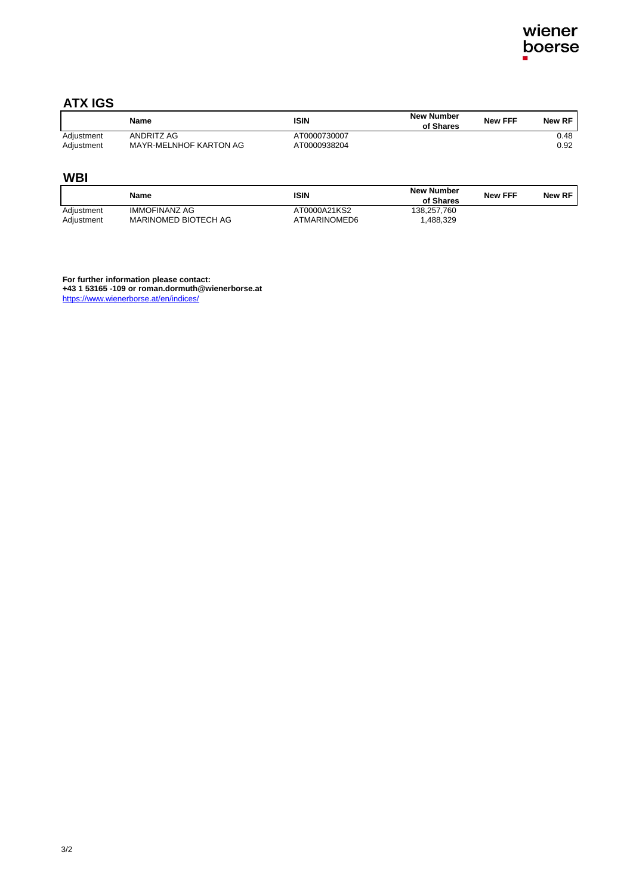## ATX IGS

| | Name | ISIN | New Number of Shares | New FFF | New RF |
|---|---|---|---|---|---|
| Adjustment | ANDRITZ AG | AT0000730007 | | | 0.48 |
| Adjustment | MAYR-MELNHOF KARTON AG | AT0000938204 | | | 0.92 |

## WBI

| | Name | ISIN | New Number of Shares | New FFF | New RF |
|---|---|---|---|---|---|
| Adjustment | IMMOFINANZ AG | AT0000A21KS2 | 138,257,760 | | |
| Adjustment | MARINOMED BIOTECH AG | ATMARINOMED6 | 1,488,329 | | |

**For further information please contact:**
**+43 1 53165 -109 or roman.dormuth@wienerborse.at**
https://www.wienerborse.at/en/indices/